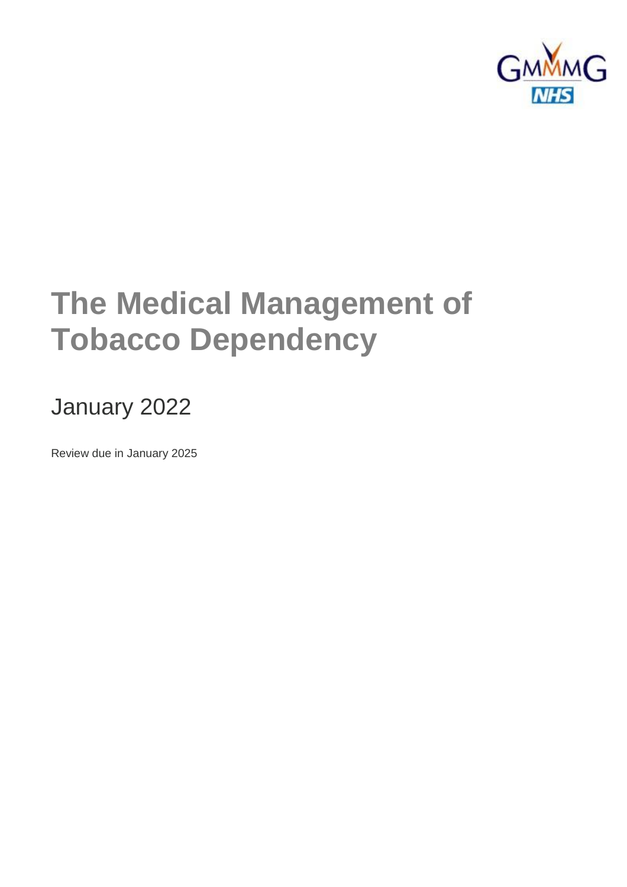GMMMG NHS

# The Medical Management of Tobacco Dependency

January 2022

Review due in January 2025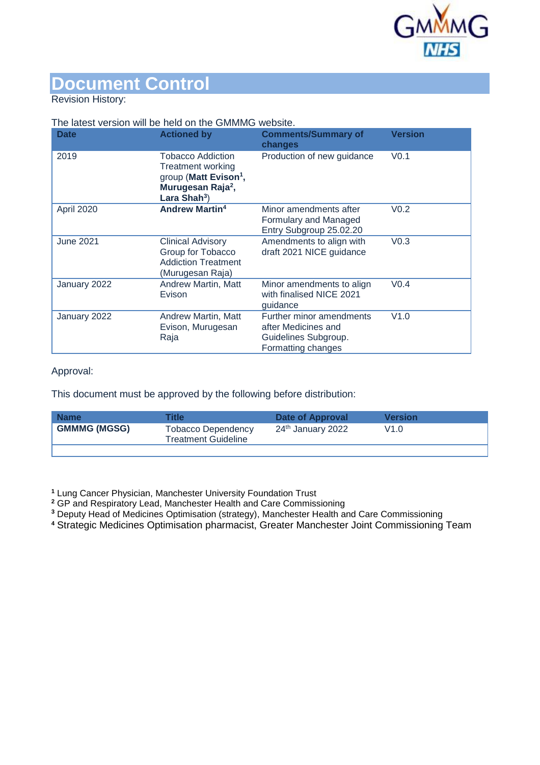# Document Control

Revision History:

The latest version will be held on the GMMMG website.

| Date | Actioned by | Comments/Summary of changes | Version |
|---|---|---|---|
| 2019 | Tobacco Addiction Treatment working group (**Matt Evison[1], Murugesan Raja[2], Lara Shah[3]**) | Production of new guidance | V0.1 |
| April 2020 | **Andrew Martin[4]** | Minor amendments after Formulary and Managed Entry Subgroup 25.02.20 | V0.2 |
| June 2021 | Clinical Advisory Group for Tobacco Addiction Treatment (Murugesan Raja) | Amendments to align with draft 2021 NICE guidance | V0.3 |
| January 2022 | Andrew Martin, Matt Evison | Minor amendments to align with finalised NICE 2021 guidance | V0.4 |
| January 2022 | Andrew Martin, Matt Evison, Murugesan Raja | Further minor amendments after Medicines and Guidelines Subgroup. Formatting changes | V1.0 |

Approval:

This document must be approved by the following before distribution:

| Name | Title | Date of Approval | Version |
|---|---|---|---|
| **GMMMG (MGSG)** | Tobacco Dependency Treatment Guideline | 24th January 2022 | V1.0 |
| | | | |

[1] Lung Cancer Physician, Manchester University Foundation Trust
[2] GP and Respiratory Lead, Manchester Health and Care Commissioning
[3] Deputy Head of Medicines Optimisation (strategy), Manchester Health and Care Commissioning
[4] Strategic Medicines Optimisation pharmacist, Greater Manchester Joint Commissioning Team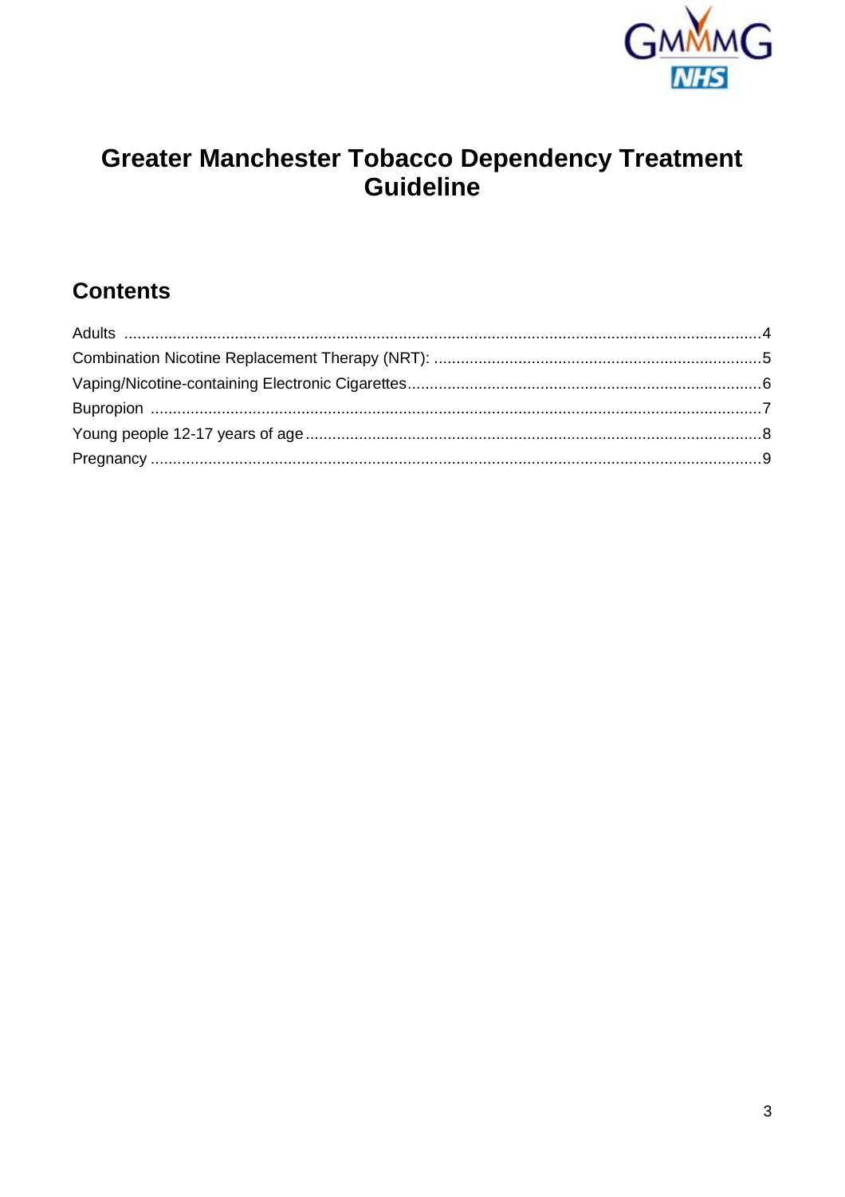# Greater Manchester Tobacco Dependency Treatment Guideline

## Contents

Adults ....................................................................................................................4
Combination Nicotine Replacement Therapy (NRT): ..........................................................5
Vaping/Nicotine-containing Electronic Cigarettes...............................................................6
Bupropion .............................................................................................................7
Young people 12-17 years of age.....................................................................................8
Pregnancy ............................................................................................................9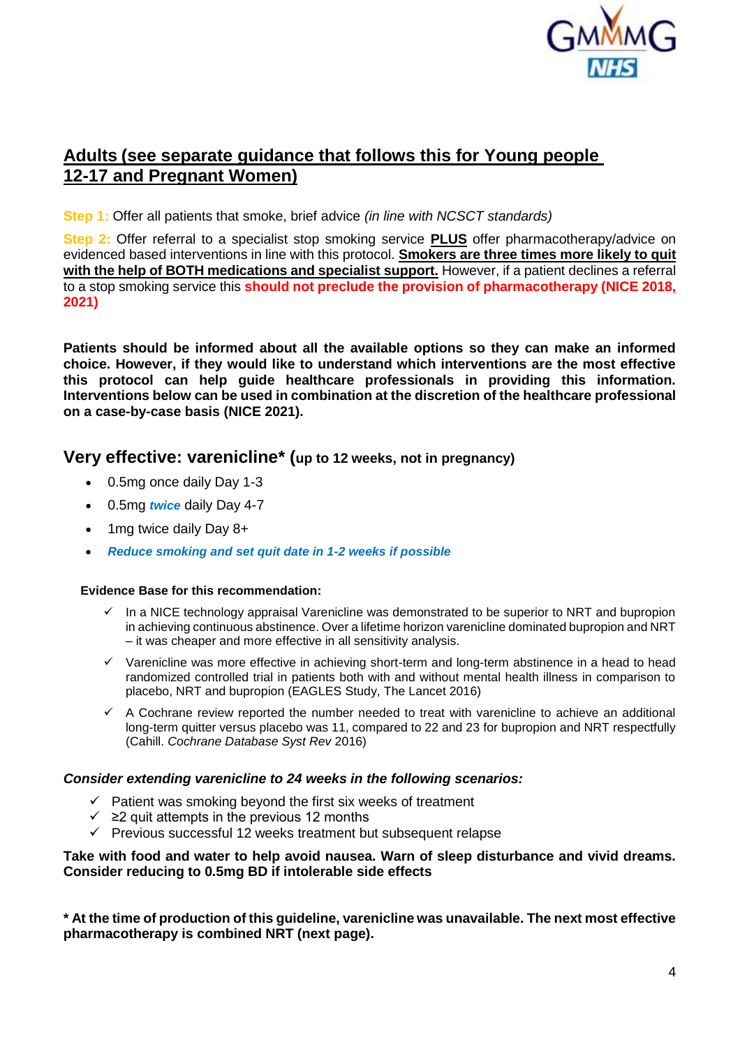## Adults (see separate guidance that follows this for Young people 12-17 and Pregnant Women)

**Step 1:** Offer all patients that smoke, brief advice *(in line with NCSCT standards)*

**Step 2:** Offer referral to a specialist stop smoking service **PLUS** offer pharmacotherapy/advice on evidenced based interventions in line with this protocol. **Smokers are three times more likely to quit with the help of BOTH medications and specialist support.** However, if a patient declines a referral to a stop smoking service this **should not preclude the provision of pharmacotherapy (NICE 2018, 2021)**

**Patients should be informed about all the available options so they can make an informed choice. However, if they would like to understand which interventions are the most effective this protocol can help guide healthcare professionals in providing this information. Interventions below can be used in combination at the discretion of the healthcare professional on a case-by-case basis (NICE 2021).**

### Very effective: varenicline* (up to 12 weeks, not in pregnancy)

- 0.5mg once daily Day 1-3
- 0.5mg ***twice*** daily Day 4-7
- 1mg twice daily Day 8+
- ***Reduce smoking and set quit date in 1-2 weeks if possible***

**Evidence Base for this recommendation:**

- ✓ In a NICE technology appraisal Varenicline was demonstrated to be superior to NRT and bupropion in achieving continuous abstinence. Over a lifetime horizon varenicline dominated bupropion and NRT – it was cheaper and more effective in all sensitivity analysis.
- ✓ Varenicline was more effective in achieving short-term and long-term abstinence in a head to head randomized controlled trial in patients both with and without mental health illness in comparison to placebo, NRT and bupropion (EAGLES Study, The Lancet 2016)
- ✓ A Cochrane review reported the number needed to treat with varenicline to achieve an additional long-term quitter versus placebo was 11, compared to 22 and 23 for bupropion and NRT respectfully (Cahill. *Cochrane Database Syst Rev* 2016)

***Consider extending varenicline to 24 weeks in the following scenarios:***

- ✓ Patient was smoking beyond the first six weeks of treatment
- ✓ ≥2 quit attempts in the previous 12 months
- ✓ Previous successful 12 weeks treatment but subsequent relapse

**Take with food and water to help avoid nausea. Warn of sleep disturbance and vivid dreams. Consider reducing to 0.5mg BD if intolerable side effects**

**\* At the time of production of this guideline, varenicline was unavailable. The next most effective pharmacotherapy is combined NRT (next page).**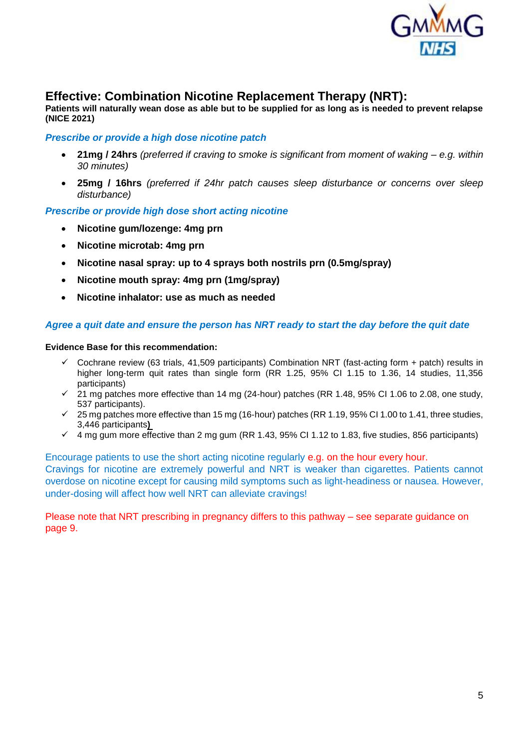## Effective: Combination Nicotine Replacement Therapy (NRT):

**Patients will naturally wean dose as able but to be supplied for as long as is needed to prevent relapse (NICE 2021)**

***Prescribe or provide a high dose nicotine patch***

- **21mg / 24hrs** *(preferred if craving to smoke is significant from moment of waking – e.g. within 30 minutes)*
- **25mg / 16hrs** *(preferred if 24hr patch causes sleep disturbance or concerns over sleep disturbance)*

***Prescribe or provide high dose short acting nicotine***

- **Nicotine gum/lozenge: 4mg prn**
- **Nicotine microtab: 4mg prn**
- **Nicotine nasal spray: up to 4 sprays both nostrils prn (0.5mg/spray)**
- **Nicotine mouth spray: 4mg prn (1mg/spray)**
- **Nicotine inhalator: use as much as needed**

***Agree a quit date and ensure the person has NRT ready to start the day before the quit date***

**Evidence Base for this recommendation:**

- ✓ Cochrane review (63 trials, 41,509 participants) Combination NRT (fast-acting form + patch) results in higher long-term quit rates than single form (RR 1.25, 95% CI 1.15 to 1.36, 14 studies, 11,356 participants)
- ✓ 21 mg patches more effective than 14 mg (24-hour) patches (RR 1.48, 95% CI 1.06 to 2.08, one study, 537 participants).
- ✓ 25 mg patches more effective than 15 mg (16-hour) patches (RR 1.19, 95% CI 1.00 to 1.41, three studies, 3,446 participants)
- ✓ 4 mg gum more effective than 2 mg gum (RR 1.43, 95% CI 1.12 to 1.83, five studies, 856 participants)

Encourage patients to use the short acting nicotine regularly e.g. on the hour every hour.
Cravings for nicotine are extremely powerful and NRT is weaker than cigarettes. Patients cannot overdose on nicotine except for causing mild symptoms such as light-headiness or nausea. However, under-dosing will affect how well NRT can alleviate cravings!

Please note that NRT prescribing in pregnancy differs to this pathway – see separate guidance on page 9.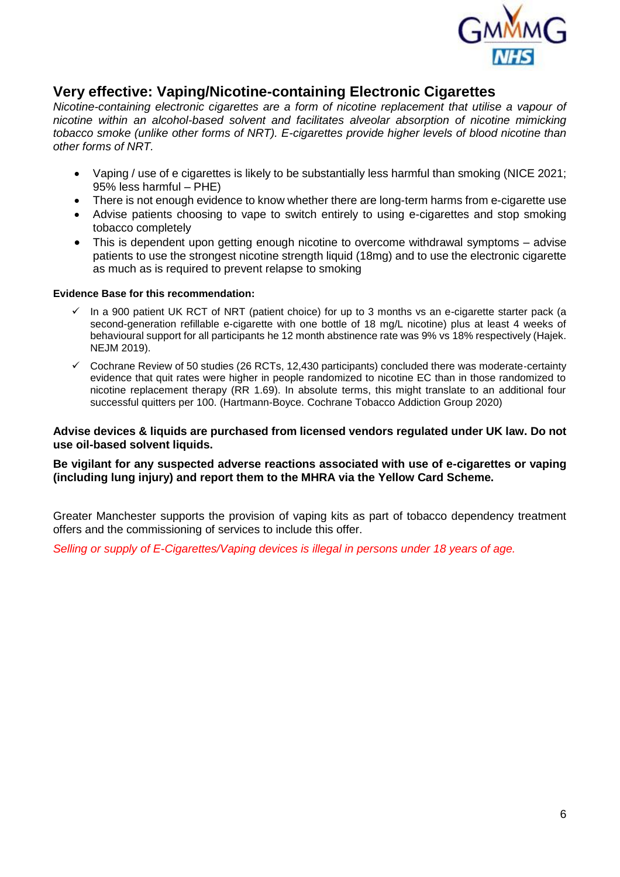## Very effective: Vaping/Nicotine-containing Electronic Cigarettes

*Nicotine-containing electronic cigarettes are a form of nicotine replacement that utilise a vapour of nicotine within an alcohol-based solvent and facilitates alveolar absorption of nicotine mimicking tobacco smoke (unlike other forms of NRT). E-cigarettes provide higher levels of blood nicotine than other forms of NRT.*

- Vaping / use of e cigarettes is likely to be substantially less harmful than smoking (NICE 2021; 95% less harmful – PHE)
- There is not enough evidence to know whether there are long-term harms from e-cigarette use
- Advise patients choosing to vape to switch entirely to using e-cigarettes and stop smoking tobacco completely
- This is dependent upon getting enough nicotine to overcome withdrawal symptoms – advise patients to use the strongest nicotine strength liquid (18mg) and to use the electronic cigarette as much as is required to prevent relapse to smoking

**Evidence Base for this recommendation:**

- ✓ In a 900 patient UK RCT of NRT (patient choice) for up to 3 months vs an e-cigarette starter pack (a second-generation refillable e-cigarette with one bottle of 18 mg/L nicotine) plus at least 4 weeks of behavioural support for all participants he 12 month abstinence rate was 9% vs 18% respectively (Hajek. NEJM 2019).
- ✓ Cochrane Review of 50 studies (26 RCTs, 12,430 participants) concluded there was moderate-certainty evidence that quit rates were higher in people randomized to nicotine EC than in those randomized to nicotine replacement therapy (RR 1.69). In absolute terms, this might translate to an additional four successful quitters per 100. (Hartmann-Boyce. Cochrane Tobacco Addiction Group 2020)

**Advise devices & liquids are purchased from licensed vendors regulated under UK law. Do not use oil-based solvent liquids.**

**Be vigilant for any suspected adverse reactions associated with use of e-cigarettes or vaping (including lung injury) and report them to the MHRA via the Yellow Card Scheme.**

Greater Manchester supports the provision of vaping kits as part of tobacco dependency treatment offers and the commissioning of services to include this offer.

*Selling or supply of E-Cigarettes/Vaping devices is illegal in persons under 18 years of age.*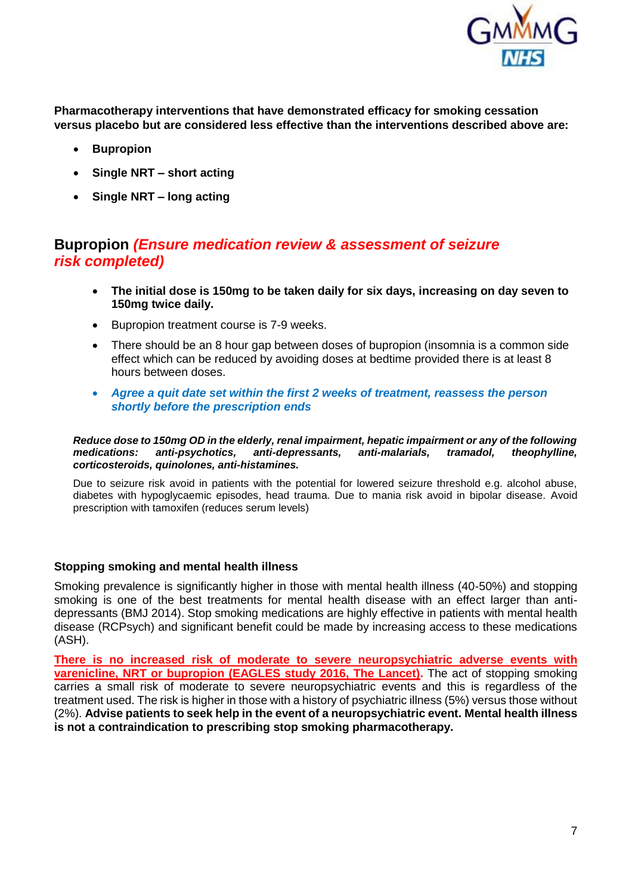**Pharmacotherapy interventions that have demonstrated efficacy for smoking cessation versus placebo but are considered less effective than the interventions described above are:**

- **Bupropion**
- **Single NRT – short acting**
- **Single NRT – long acting**

## Bupropion *(Ensure medication review & assessment of seizure risk completed)*

- **The initial dose is 150mg to be taken daily for six days, increasing on day seven to 150mg twice daily.**
- Bupropion treatment course is 7-9 weeks.
- There should be an 8 hour gap between doses of bupropion (insomnia is a common side effect which can be reduced by avoiding doses at bedtime provided there is at least 8 hours between doses.
- ***Agree a quit date set within the first 2 weeks of treatment, reassess the person shortly before the prescription ends***

***Reduce dose to 150mg OD in the elderly, renal impairment, hepatic impairment or any of the following medications: anti-psychotics, anti-depressants, anti-malarials, tramadol, theophylline, corticosteroids, quinolones, anti-histamines.***

Due to seizure risk avoid in patients with the potential for lowered seizure threshold e.g. alcohol abuse, diabetes with hypoglycaemic episodes, head trauma. Due to mania risk avoid in bipolar disease. Avoid prescription with tamoxifen (reduces serum levels)

### Stopping smoking and mental health illness

Smoking prevalence is significantly higher in those with mental health illness (40-50%) and stopping smoking is one of the best treatments for mental health disease with an effect larger than anti-depressants (BMJ 2014). Stop smoking medications are highly effective in patients with mental health disease (RCPsych) and significant benefit could be made by increasing access to these medications (ASH).

**There is no increased risk of moderate to severe neuropsychiatric adverse events with varenicline, NRT or bupropion (EAGLES study 2016, The Lancet).** The act of stopping smoking carries a small risk of moderate to severe neuropsychiatric events and this is regardless of the treatment used. The risk is higher in those with a history of psychiatric illness (5%) versus those without (2%). **Advise patients to seek help in the event of a neuropsychiatric event. Mental health illness is not a contraindication to prescribing stop smoking pharmacotherapy.**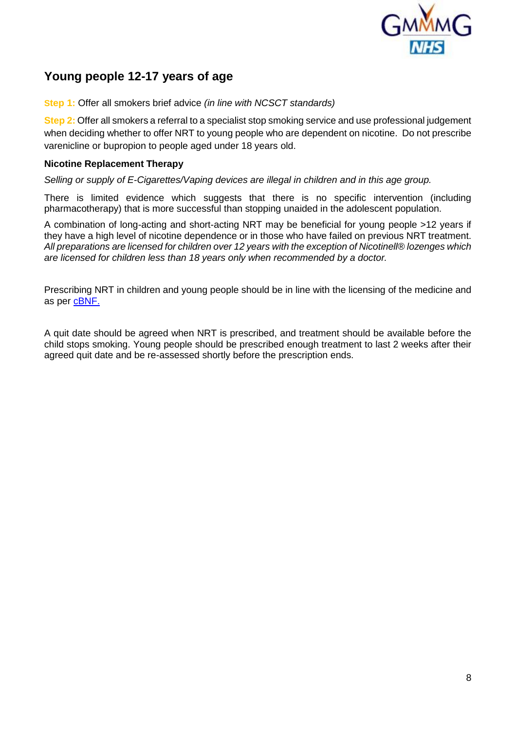## Young people 12-17 years of age

**Step 1:** Offer all smokers brief advice *(in line with NCSCT standards)*

**Step 2:** Offer all smokers a referral to a specialist stop smoking service and use professional judgement when deciding whether to offer NRT to young people who are dependent on nicotine. Do not prescribe varenicline or bupropion to people aged under 18 years old.

**Nicotine Replacement Therapy**

*Selling or supply of E-Cigarettes/Vaping devices are illegal in children and in this age group.*

There is limited evidence which suggests that there is no specific intervention (including pharmacotherapy) that is more successful than stopping unaided in the adolescent population.

A combination of long-acting and short-acting NRT may be beneficial for young people >12 years if they have a high level of nicotine dependence or in those who have failed on previous NRT treatment. *All preparations are licensed for children over 12 years with the exception of Nicotinell® lozenges which are licensed for children less than 18 years only when recommended by a doctor.*

Prescribing NRT in children and young people should be in line with the licensing of the medicine and as per [cBNF.]

A quit date should be agreed when NRT is prescribed, and treatment should be available before the child stops smoking. Young people should be prescribed enough treatment to last 2 weeks after their agreed quit date and be re-assessed shortly before the prescription ends.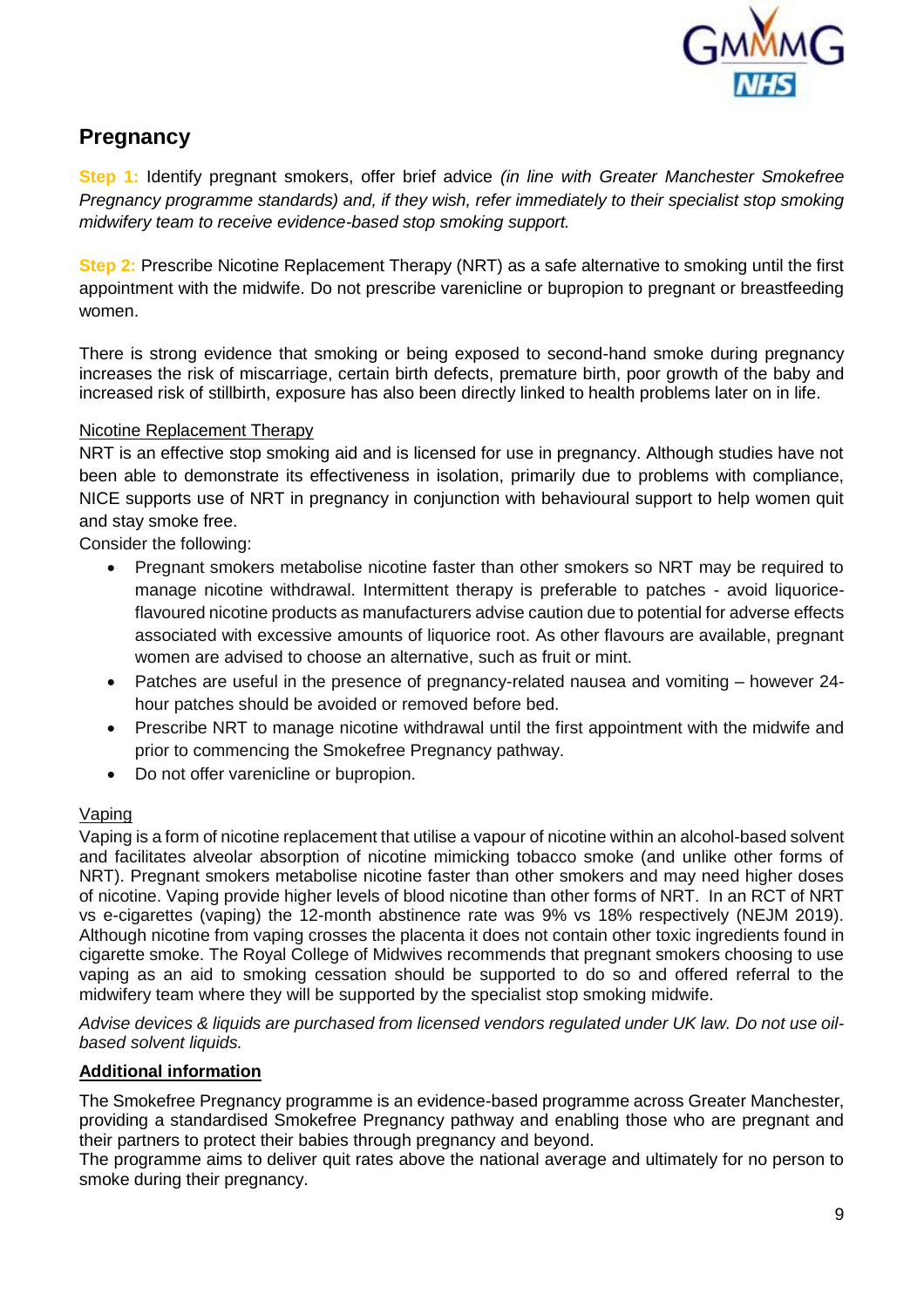## Pregnancy

**Step 1:** Identify pregnant smokers, offer brief advice *(in line with Greater Manchester Smokefree Pregnancy programme standards) and, if they wish, refer immediately to their specialist stop smoking midwifery team to receive evidence-based stop smoking support.*

**Step 2:** Prescribe Nicotine Replacement Therapy (NRT) as a safe alternative to smoking until the first appointment with the midwife. Do not prescribe varenicline or bupropion to pregnant or breastfeeding women.

There is strong evidence that smoking or being exposed to second-hand smoke during pregnancy increases the risk of miscarriage, certain birth defects, premature birth, poor growth of the baby and increased risk of stillbirth, exposure has also been directly linked to health problems later on in life.

Nicotine Replacement Therapy

NRT is an effective stop smoking aid and is licensed for use in pregnancy. Although studies have not been able to demonstrate its effectiveness in isolation, primarily due to problems with compliance, NICE supports use of NRT in pregnancy in conjunction with behavioural support to help women quit and stay smoke free.

Consider the following:

- Pregnant smokers metabolise nicotine faster than other smokers so NRT may be required to manage nicotine withdrawal. Intermittent therapy is preferable to patches - avoid liquorice-flavoured nicotine products as manufacturers advise caution due to potential for adverse effects associated with excessive amounts of liquorice root. As other flavours are available, pregnant women are advised to choose an alternative, such as fruit or mint.
- Patches are useful in the presence of pregnancy-related nausea and vomiting – however 24-hour patches should be avoided or removed before bed.
- Prescribe NRT to manage nicotine withdrawal until the first appointment with the midwife and prior to commencing the Smokefree Pregnancy pathway.
- Do not offer varenicline or bupropion.

Vaping

Vaping is a form of nicotine replacement that utilise a vapour of nicotine within an alcohol-based solvent and facilitates alveolar absorption of nicotine mimicking tobacco smoke (and unlike other forms of NRT). Pregnant smokers metabolise nicotine faster than other smokers and may need higher doses of nicotine. Vaping provide higher levels of blood nicotine than other forms of NRT. In an RCT of NRT vs e-cigarettes (vaping) the 12-month abstinence rate was 9% vs 18% respectively (NEJM 2019). Although nicotine from vaping crosses the placenta it does not contain other toxic ingredients found in cigarette smoke. The Royal College of Midwives recommends that pregnant smokers choosing to use vaping as an aid to smoking cessation should be supported to do so and offered referral to the midwifery team where they will be supported by the specialist stop smoking midwife.

*Advise devices & liquids are purchased from licensed vendors regulated under UK law. Do not use oil-based solvent liquids.*

**Additional information**

The Smokefree Pregnancy programme is an evidence-based programme across Greater Manchester, providing a standardised Smokefree Pregnancy pathway and enabling those who are pregnant and their partners to protect their babies through pregnancy and beyond.

The programme aims to deliver quit rates above the national average and ultimately for no person to smoke during their pregnancy.